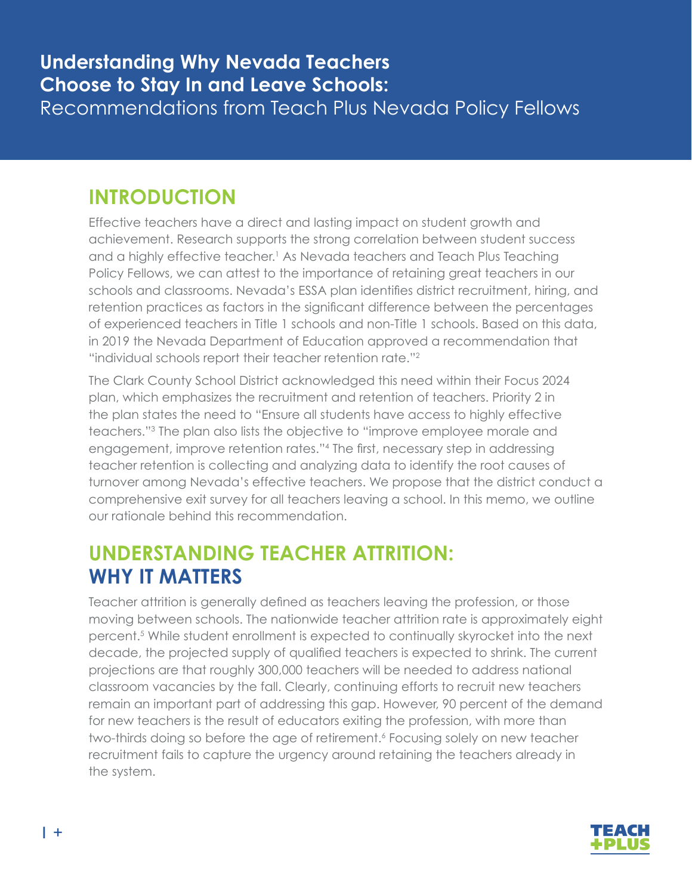# Understanding Why Nevada Teachers Choose to Stay In and Leave Schools:

Recommendations from Teach Plus Nevada Policy Fellows

## INTRODUCTION

Effective teachers have a direct and lasting impact on student growth and achievement. Research supports the strong correlation between student success and a highly effective teacher.[1] As Nevada teachers and Teach Plus Teaching Policy Fellows, we can attest to the importance of retaining great teachers in our schools and classrooms. Nevada's ESSA plan identifies district recruitment, hiring, and retention practices as factors in the significant difference between the percentages of experienced teachers in Title 1 schools and non-Title 1 schools. Based on this data, in 2019 the Nevada Department of Education approved a recommendation that "individual schools report their teacher retention rate."[2]

The Clark County School District acknowledged this need within their Focus 2024 plan, which emphasizes the recruitment and retention of teachers. Priority 2 in the plan states the need to "Ensure all students have access to highly effective teachers."[3] The plan also lists the objective to "improve employee morale and engagement, improve retention rates."[4] The first, necessary step in addressing teacher retention is collecting and analyzing data to identify the root causes of turnover among Nevada's effective teachers. We propose that the district conduct a comprehensive exit survey for all teachers leaving a school. In this memo, we outline our rationale behind this recommendation.

## UNDERSTANDING TEACHER ATTRITION: WHY IT MATTERS

Teacher attrition is generally defined as teachers leaving the profession, or those moving between schools. The nationwide teacher attrition rate is approximately eight percent.[5] While student enrollment is expected to continually skyrocket into the next decade, the projected supply of qualified teachers is expected to shrink. The current projections are that roughly 300,000 teachers will be needed to address national classroom vacancies by the fall. Clearly, continuing efforts to recruit new teachers remain an important part of addressing this gap. However, 90 percent of the demand for new teachers is the result of educators exiting the profession, with more than two-thirds doing so before the age of retirement.[6] Focusing solely on new teacher recruitment fails to capture the urgency around retaining the teachers already in the system.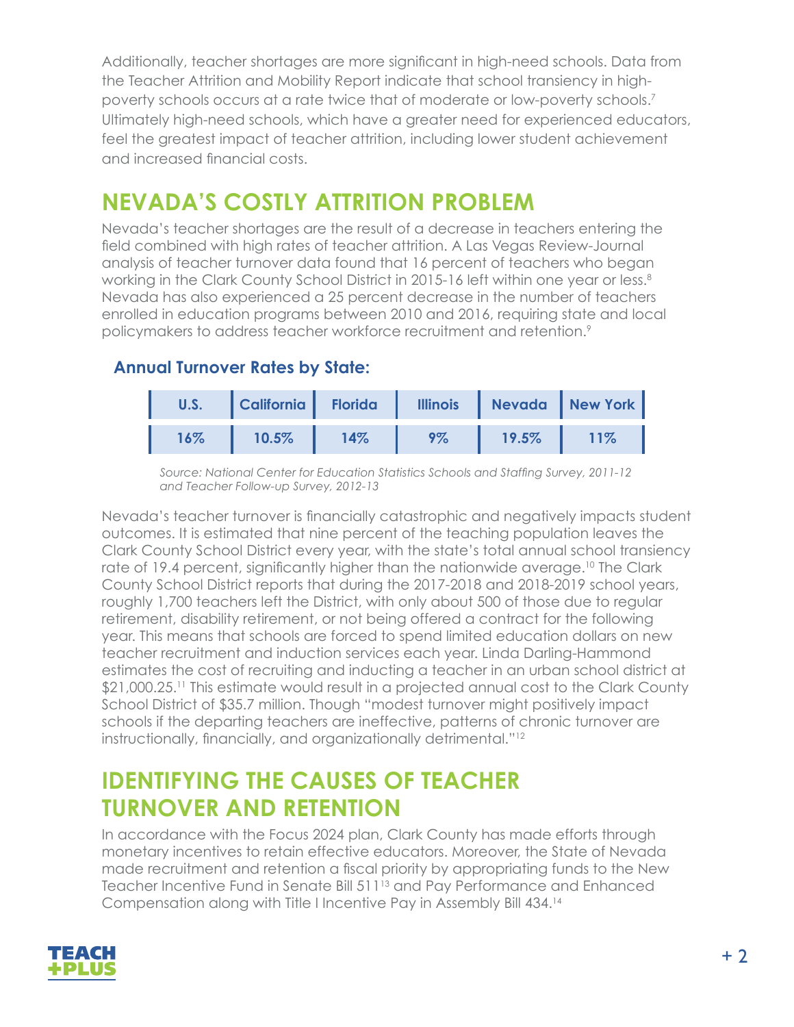Additionally, teacher shortages are more significant in high-need schools. Data from the Teacher Attrition and Mobility Report indicate that school transiency in high-poverty schools occurs at a rate twice that of moderate or low-poverty schools.[7] Ultimately high-need schools, which have a greater need for experienced educators, feel the greatest impact of teacher attrition, including lower student achievement and increased financial costs.

## NEVADA'S COSTLY ATTRITION PROBLEM

Nevada's teacher shortages are the result of a decrease in teachers entering the field combined with high rates of teacher attrition. A Las Vegas Review-Journal analysis of teacher turnover data found that 16 percent of teachers who began working in the Clark County School District in 2015-16 left within one year or less.[8] Nevada has also experienced a 25 percent decrease in the number of teachers enrolled in education programs between 2010 and 2016, requiring state and local policymakers to address teacher workforce recruitment and retention.[9]

### Annual Turnover Rates by State:

| U.S. | California | Florida | Illinois | Nevada | New York |
|---|---|---|---|---|---|
| 16% | 10.5% | 14% | 9% | 19.5% | 11% |

*Source: National Center for Education Statistics Schools and Staffing Survey, 2011-12 and Teacher Follow-up Survey, 2012-13*

Nevada's teacher turnover is financially catastrophic and negatively impacts student outcomes. It is estimated that nine percent of the teaching population leaves the Clark County School District every year, with the state's total annual school transiency rate of 19.4 percent, significantly higher than the nationwide average.[10] The Clark County School District reports that during the 2017-2018 and 2018-2019 school years, roughly 1,700 teachers left the District, with only about 500 of those due to regular retirement, disability retirement, or not being offered a contract for the following year. This means that schools are forced to spend limited education dollars on new teacher recruitment and induction services each year. Linda Darling-Hammond estimates the cost of recruiting and inducting a teacher in an urban school district at $21,000.25.[11] This estimate would result in a projected annual cost to the Clark County School District of $35.7 million. Though "modest turnover might positively impact schools if the departing teachers are ineffective, patterns of chronic turnover are instructionally, financially, and organizationally detrimental."[12]

## IDENTIFYING THE CAUSES OF TEACHER TURNOVER AND RETENTION

In accordance with the Focus 2024 plan, Clark County has made efforts through monetary incentives to retain effective educators. Moreover, the State of Nevada made recruitment and retention a fiscal priority by appropriating funds to the New Teacher Incentive Fund in Senate Bill 511[13] and Pay Performance and Enhanced Compensation along with Title I Incentive Pay in Assembly Bill 434.[14]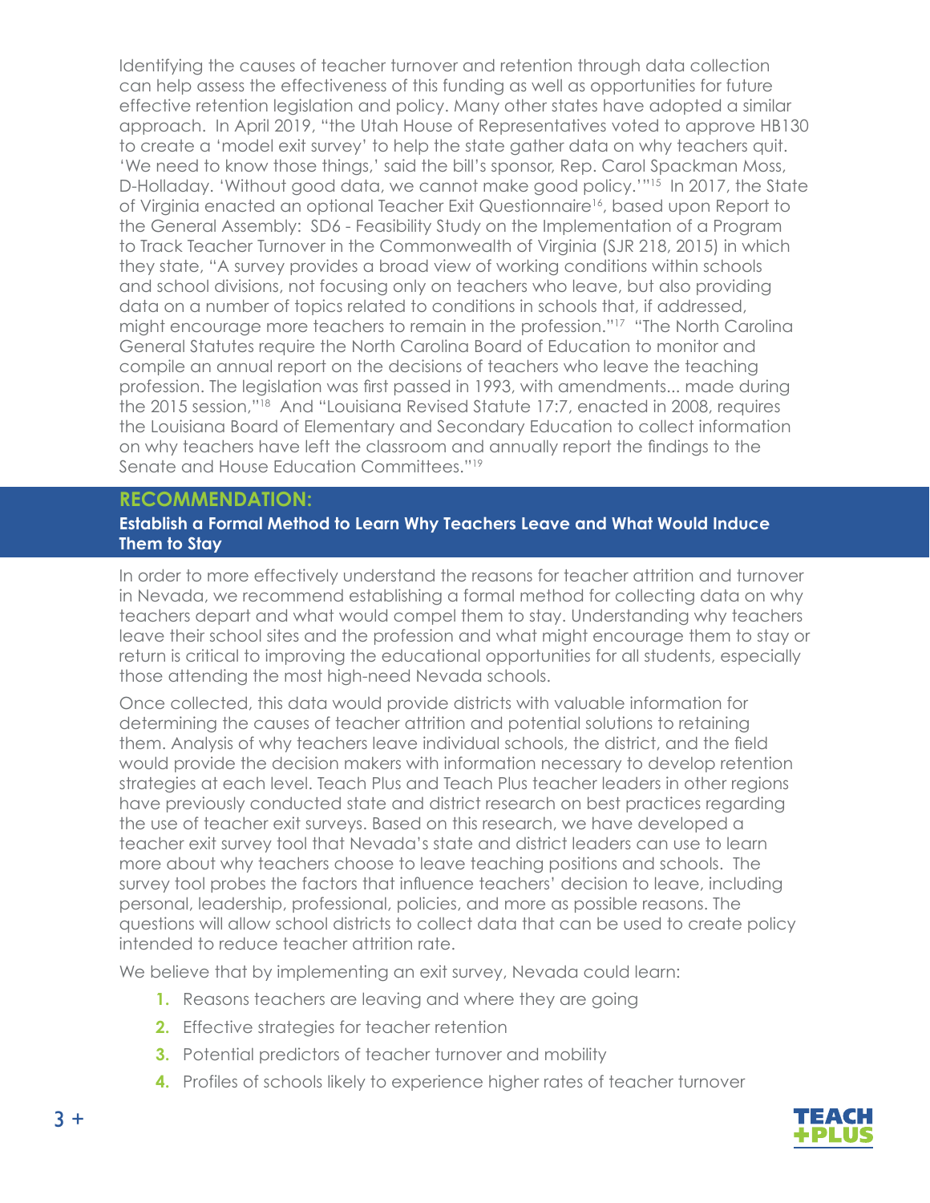Identifying the causes of teacher turnover and retention through data collection can help assess the effectiveness of this funding as well as opportunities for future effective retention legislation and policy. Many other states have adopted a similar approach. In April 2019, "the Utah House of Representatives voted to approve HB130 to create a 'model exit survey' to help the state gather data on why teachers quit. 'We need to know those things,' said the bill's sponsor, Rep. Carol Spackman Moss, D-Holladay. 'Without good data, we cannot make good policy.'"[15] In 2017, the State of Virginia enacted an optional Teacher Exit Questionnaire[16], based upon Report to the General Assembly: SD6 - Feasibility Study on the Implementation of a Program to Track Teacher Turnover in the Commonwealth of Virginia (SJR 218, 2015) in which they state, "A survey provides a broad view of working conditions within schools and school divisions, not focusing only on teachers who leave, but also providing data on a number of topics related to conditions in schools that, if addressed, might encourage more teachers to remain in the profession."[17] "The North Carolina General Statutes require the North Carolina Board of Education to monitor and compile an annual report on the decisions of teachers who leave the teaching profession. The legislation was first passed in 1993, with amendments... made during the 2015 session,"[18] And "Louisiana Revised Statute 17:7, enacted in 2008, requires the Louisiana Board of Elementary and Secondary Education to collect information on why teachers have left the classroom and annually report the findings to the Senate and House Education Committees."[19]

## RECOMMENDATION:

### Establish a Formal Method to Learn Why Teachers Leave and What Would Induce Them to Stay

In order to more effectively understand the reasons for teacher attrition and turnover in Nevada, we recommend establishing a formal method for collecting data on why teachers depart and what would compel them to stay. Understanding why teachers leave their school sites and the profession and what might encourage them to stay or return is critical to improving the educational opportunities for all students, especially those attending the most high-need Nevada schools.

Once collected, this data would provide districts with valuable information for determining the causes of teacher attrition and potential solutions to retaining them. Analysis of why teachers leave individual schools, the district, and the field would provide the decision makers with information necessary to develop retention strategies at each level. Teach Plus and Teach Plus teacher leaders in other regions have previously conducted state and district research on best practices regarding the use of teacher exit surveys. Based on this research, we have developed a teacher exit survey tool that Nevada's state and district leaders can use to learn more about why teachers choose to leave teaching positions and schools. The survey tool probes the factors that influence teachers' decision to leave, including personal, leadership, professional, policies, and more as possible reasons. The questions will allow school districts to collect data that can be used to create policy intended to reduce teacher attrition rate.

We believe that by implementing an exit survey, Nevada could learn:

1. Reasons teachers are leaving and where they are going
2. Effective strategies for teacher retention
3. Potential predictors of teacher turnover and mobility
4. Profiles of schools likely to experience higher rates of teacher turnover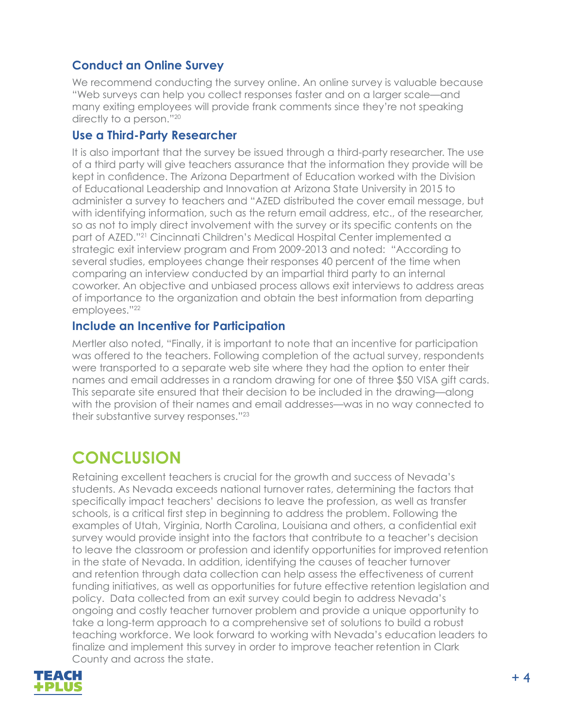### Conduct an Online Survey

We recommend conducting the survey online. An online survey is valuable because "Web surveys can help you collect responses faster and on a larger scale—and many exiting employees will provide frank comments since they're not speaking directly to a person."[20]

### Use a Third-Party Researcher

It is also important that the survey be issued through a third-party researcher. The use of a third party will give teachers assurance that the information they provide will be kept in confidence. The Arizona Department of Education worked with the Division of Educational Leadership and Innovation at Arizona State University in 2015 to administer a survey to teachers and "AZED distributed the cover email message, but with identifying information, such as the return email address, etc., of the researcher, so as not to imply direct involvement with the survey or its specific contents on the part of AZED."[21] Cincinnati Children's Medical Hospital Center implemented a strategic exit interview program and From 2009-2013 and noted: "According to several studies, employees change their responses 40 percent of the time when comparing an interview conducted by an impartial third party to an internal coworker. An objective and unbiased process allows exit interviews to address areas of importance to the organization and obtain the best information from departing employees."[22]

### Include an Incentive for Participation

Mertler also noted, "Finally, it is important to note that an incentive for participation was offered to the teachers. Following completion of the actual survey, respondents were transported to a separate web site where they had the option to enter their names and email addresses in a random drawing for one of three $50 VISA gift cards. This separate site ensured that their decision to be included in the drawing—along with the provision of their names and email addresses—was in no way connected to their substantive survey responses."[23]

## CONCLUSION

Retaining excellent teachers is crucial for the growth and success of Nevada's students. As Nevada exceeds national turnover rates, determining the factors that specifically impact teachers' decisions to leave the profession, as well as transfer schools, is a critical first step in beginning to address the problem. Following the examples of Utah, Virginia, North Carolina, Louisiana and others, a confidential exit survey would provide insight into the factors that contribute to a teacher's decision to leave the classroom or profession and identify opportunities for improved retention in the state of Nevada. In addition, identifying the causes of teacher turnover and retention through data collection can help assess the effectiveness of current funding initiatives, as well as opportunities for future effective retention legislation and policy. Data collected from an exit survey could begin to address Nevada's ongoing and costly teacher turnover problem and provide a unique opportunity to take a long-term approach to a comprehensive set of solutions to build a robust teaching workforce. We look forward to working with Nevada's education leaders to finalize and implement this survey in order to improve teacher retention in Clark County and across the state.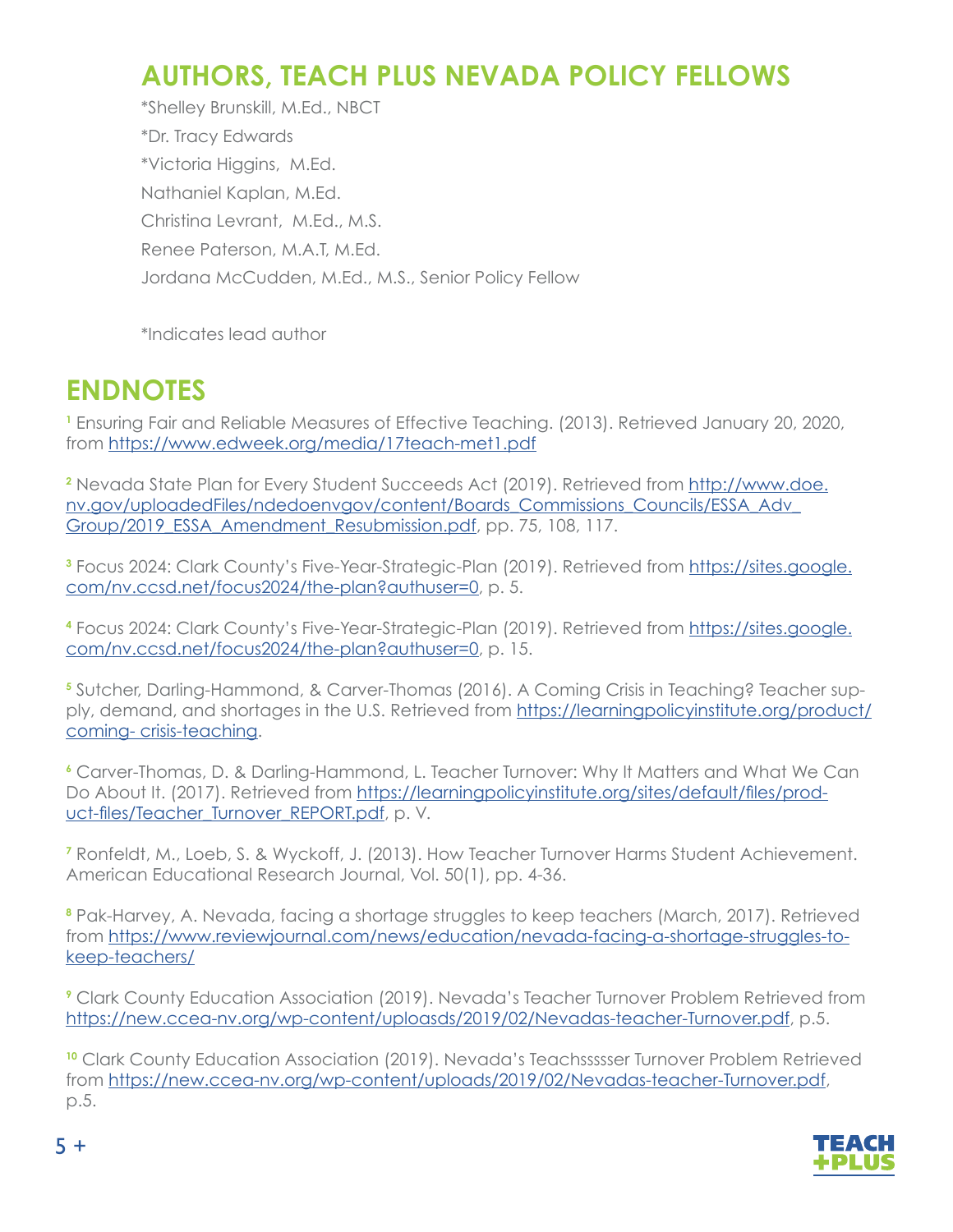## AUTHORS, TEACH PLUS NEVADA POLICY FELLOWS

*Shelley Brunskill, M.Ed., NBCT

*Dr. Tracy Edwards

*Victoria Higgins, M.Ed.

Nathaniel Kaplan, M.Ed.

Christina Levrant, M.Ed., M.S.

Renee Paterson, M.A.T, M.Ed.

Jordana McCudden, M.Ed., M.S., Senior Policy Fellow

*Indicates lead author

## ENDNOTES

[1] Ensuring Fair and Reliable Measures of Effective Teaching. (2013). Retrieved January 20, 2020, from https://www.edweek.org/media/17teach-met1.pdf

[2] Nevada State Plan for Every Student Succeeds Act (2019). Retrieved from http://www.doe.nv.gov/uploadedFiles/ndedoenvgov/content/Boards_Commissions_Councils/ESSA_Adv_Group/2019_ESSA_Amendment_Resubmission.pdf, pp. 75, 108, 117.

[3] Focus 2024: Clark County's Five-Year-Strategic-Plan (2019). Retrieved from https://sites.google.com/nv.ccsd.net/focus2024/the-plan?authuser=0, p. 5.

[4] Focus 2024: Clark County's Five-Year-Strategic-Plan (2019). Retrieved from https://sites.google.com/nv.ccsd.net/focus2024/the-plan?authuser=0, p. 15.

[5] Sutcher, Darling-Hammond, & Carver-Thomas (2016). A Coming Crisis in Teaching? Teacher supply, demand, and shortages in the U.S. Retrieved from https://learningpolicyinstitute.org/product/coming- crisis-teaching.

[6] Carver-Thomas, D. & Darling-Hammond, L. Teacher Turnover: Why It Matters and What We Can Do About It. (2017). Retrieved from https://learningpolicyinstitute.org/sites/default/files/product-files/Teacher_Turnover_REPORT.pdf, p. V.

[7] Ronfeldt, M., Loeb, S. & Wyckoff, J. (2013). How Teacher Turnover Harms Student Achievement. American Educational Research Journal, Vol. 50(1), pp. 4-36.

[8] Pak-Harvey, A. Nevada, facing a shortage struggles to keep teachers (March, 2017). Retrieved from https://www.reviewjournal.com/news/education/nevada-facing-a-shortage-struggles-to-keep-teachers/

[9] Clark County Education Association (2019). Nevada's Teacher Turnover Problem Retrieved from https://new.ccea-nv.org/wp-content/uploasds/2019/02/Nevadas-teacher-Turnover.pdf, p.5.

[10] Clark County Education Association (2019). Nevada's Teachssssser Turnover Problem Retrieved from https://new.ccea-nv.org/wp-content/uploads/2019/02/Nevadas-teacher-Turnover.pdf, p.5.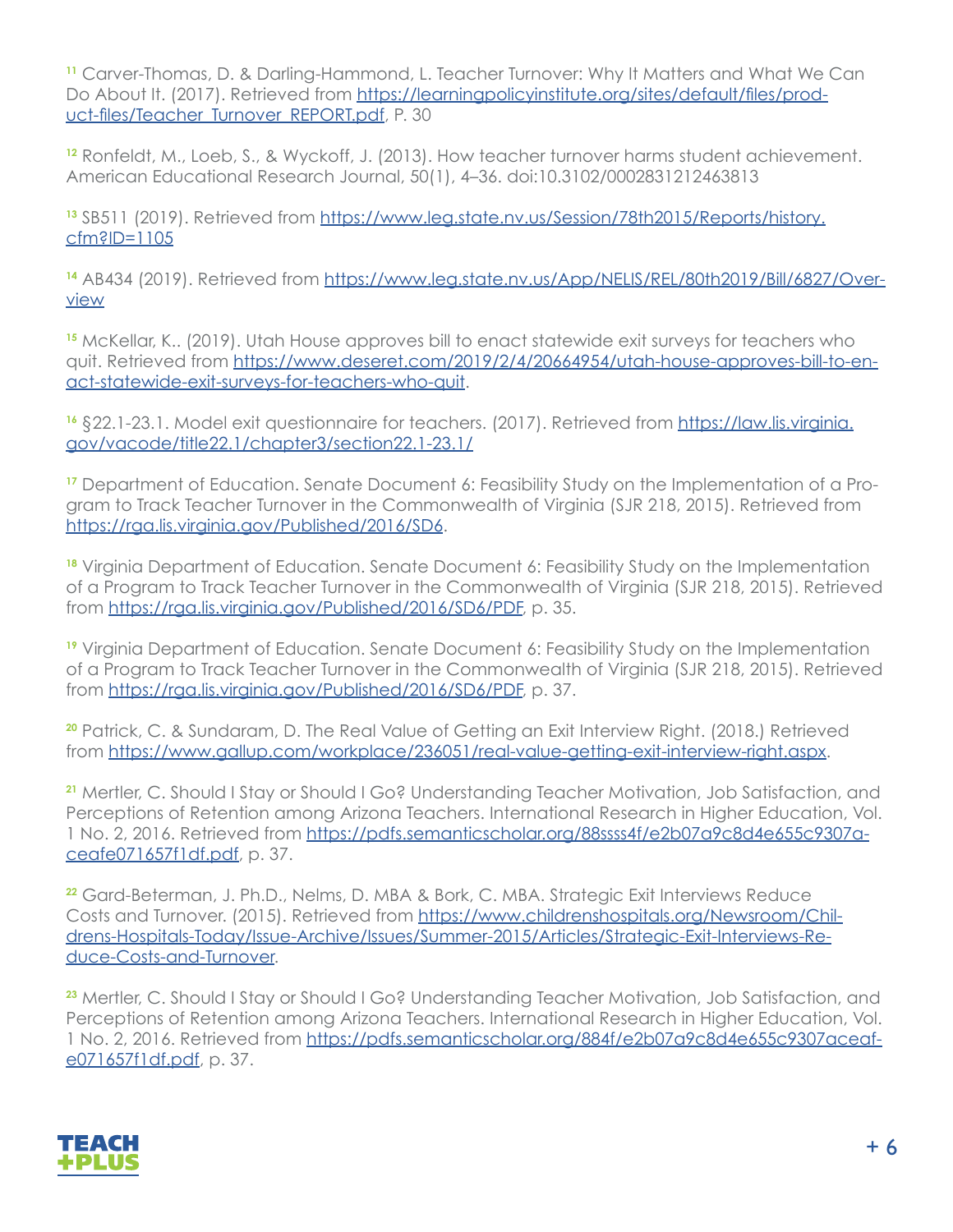[11] Carver-Thomas, D. & Darling-Hammond, L. Teacher Turnover: Why It Matters and What We Can Do About It. (2017). Retrieved from https://learningpolicyinstitute.org/sites/default/files/product-files/Teacher_Turnover_REPORT.pdf, P. 30

[12] Ronfeldt, M., Loeb, S., & Wyckoff, J. (2013). How teacher turnover harms student achievement. American Educational Research Journal, 50(1), 4–36. doi:10.3102/0002831212463813

[13] SB511 (2019). Retrieved from https://www.leg.state.nv.us/Session/78th2015/Reports/history.cfm?ID=1105

[14] AB434 (2019). Retrieved from https://www.leg.state.nv.us/App/NELIS/REL/80th2019/Bill/6827/Overview

[15] McKellar, K.. (2019). Utah House approves bill to enact statewide exit surveys for teachers who quit. Retrieved from https://www.deseret.com/2019/2/4/20664954/utah-house-approves-bill-to-enact-statewide-exit-surveys-for-teachers-who-quit.

[16] §22.1-23.1. Model exit questionnaire for teachers. (2017). Retrieved from https://law.lis.virginia.gov/vacode/title22.1/chapter3/section22.1-23.1/

[17] Department of Education. Senate Document 6: Feasibility Study on the Implementation of a Program to Track Teacher Turnover in the Commonwealth of Virginia (SJR 218, 2015). Retrieved from https://rga.lis.virginia.gov/Published/2016/SD6.

[18] Virginia Department of Education. Senate Document 6: Feasibility Study on the Implementation of a Program to Track Teacher Turnover in the Commonwealth of Virginia (SJR 218, 2015). Retrieved from https://rga.lis.virginia.gov/Published/2016/SD6/PDF, p. 35.

[19] Virginia Department of Education. Senate Document 6: Feasibility Study on the Implementation of a Program to Track Teacher Turnover in the Commonwealth of Virginia (SJR 218, 2015). Retrieved from https://rga.lis.virginia.gov/Published/2016/SD6/PDF, p. 37.

[20] Patrick, C. & Sundaram, D. The Real Value of Getting an Exit Interview Right. (2018.) Retrieved from https://www.gallup.com/workplace/236051/real-value-getting-exit-interview-right.aspx.

[21] Mertler, C. Should I Stay or Should I Go? Understanding Teacher Motivation, Job Satisfaction, and Perceptions of Retention among Arizona Teachers. International Research in Higher Education, Vol. 1 No. 2, 2016. Retrieved from https://pdfs.semanticscholar.org/88ssss4f/e2b07a9c8d4e655c9307aceafe071657f1df.pdf, p. 37.

[22] Gard-Beterman, J. Ph.D., Nelms, D. MBA & Bork, C. MBA. Strategic Exit Interviews Reduce Costs and Turnover. (2015). Retrieved from https://www.childrenshospitals.org/Newsroom/Childrens-Hospitals-Today/Issue-Archive/Issues/Summer-2015/Articles/Strategic-Exit-Interviews-Reduce-Costs-and-Turnover.

[23] Mertler, C. Should I Stay or Should I Go? Understanding Teacher Motivation, Job Satisfaction, and Perceptions of Retention among Arizona Teachers. International Research in Higher Education, Vol. 1 No. 2, 2016. Retrieved from https://pdfs.semanticscholar.org/884f/e2b07a9c8d4e655c9307aceafe071657f1df.pdf, p. 37.

TEACH +PLUS